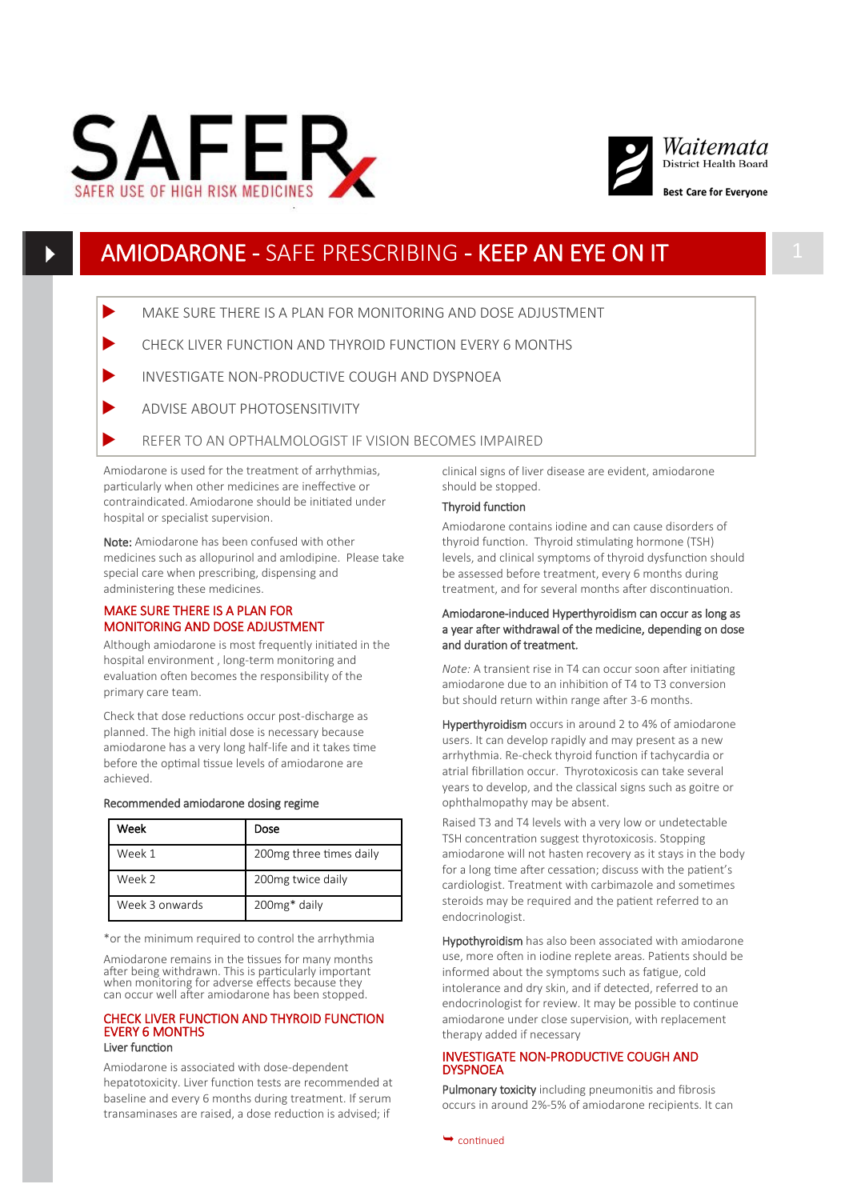# SAFER

SAFER USE OF HIGH RISK MEDICINES

Waitemata District Health Board

Best Care for Everyone

## AMIODARONE - SAFE PRESCRIBING - KEEP AN EYE ON IT

- MAKE SURE THERE IS A PLAN FOR MONITORING AND DOSE ADJUSTMENT
- CHECK LIVER FUNCTION AND THYROID FUNCTION EVERY 6 MONTHS
- INVESTIGATE NON-PRODUCTIVE COUGH AND DYSPNOEA
- ADVISE ABOUT PHOTOSENSITIVITY
- REFER TO AN OPTHALMOLOGIST IF VISION BECOMES IMPAIRED

Amiodarone is used for the treatment of arrhythmias, particularly when other medicines are ineffective or contraindicated. Amiodarone should be initiated under hospital or specialist supervision.

**Note:** Amiodarone has been confused with other medicines such as allopurinol and amlodipine. Please take special care when prescribing, dispensing and administering these medicines.

### MAKE SURE THERE IS A PLAN FOR MONITORING AND DOSE ADJUSTMENT

Although amiodarone is most frequently initiated in the hospital environment , long-term monitoring and evaluation often becomes the responsibility of the primary care team.

Check that dose reductions occur post-discharge as planned. The high initial dose is necessary because amiodarone has a very long half-life and it takes time before the optimal tissue levels of amiodarone are achieved.

Recommended amiodarone dosing regime

| Week | Dose |
|---|---|
| Week 1 | 200mg three times daily |
| Week 2 | 200mg twice daily |
| Week 3 onwards | 200mg* daily |

*or the minimum required to control the arrhythmia

Amiodarone remains in the tissues for many months after being withdrawn. This is particularly important when monitoring for adverse effects because they can occur well after amiodarone has been stopped.

### CHECK LIVER FUNCTION AND THYROID FUNCTION EVERY 6 MONTHS

#### Liver function

Amiodarone is associated with dose-dependent hepatotoxicity. Liver function tests are recommended at baseline and every 6 months during treatment. If serum transaminases are raised, a dose reduction is advised; if clinical signs of liver disease are evident, amiodarone should be stopped.

#### Thyroid function

Amiodarone contains iodine and can cause disorders of thyroid function. Thyroid stimulating hormone (TSH) levels, and clinical symptoms of thyroid dysfunction should be assessed before treatment, every 6 months during treatment, and for several months after discontinuation.

**Amiodarone-induced Hyperthyroidism can occur as long as a year after withdrawal of the medicine, depending on dose and duration of treatment.**

*Note:* A transient rise in T4 can occur soon after initiating amiodarone due to an inhibition of T4 to T3 conversion but should return within range after 3-6 months.

**Hyperthyroidism** occurs in around 2 to 4% of amiodarone users. It can develop rapidly and may present as a new arrhythmia. Re-check thyroid function if tachycardia or atrial fibrillation occur. Thyrotoxicosis can take several years to develop, and the classical signs such as goitre or ophthalmopathy may be absent.

Raised T3 and T4 levels with a very low or undetectable TSH concentration suggest thyrotoxicosis. Stopping amiodarone will not hasten recovery as it stays in the body for a long time after cessation; discuss with the patient's cardiologist. Treatment with carbimazole and sometimes steroids may be required and the patient referred to an endocrinologist.

**Hypothyroidism** has also been associated with amiodarone use, more often in iodine replete areas. Patients should be informed about the symptoms such as fatigue, cold intolerance and dry skin, and if detected, referred to an endocrinologist for review. It may be possible to continue amiodarone under close supervision, with replacement therapy added if necessary

### INVESTIGATE NON-PRODUCTIVE COUGH AND DYSPNOEA

**Pulmonary toxicity** including pneumonitis and fibrosis occurs in around 2%-5% of amiodarone recipients. It can

continued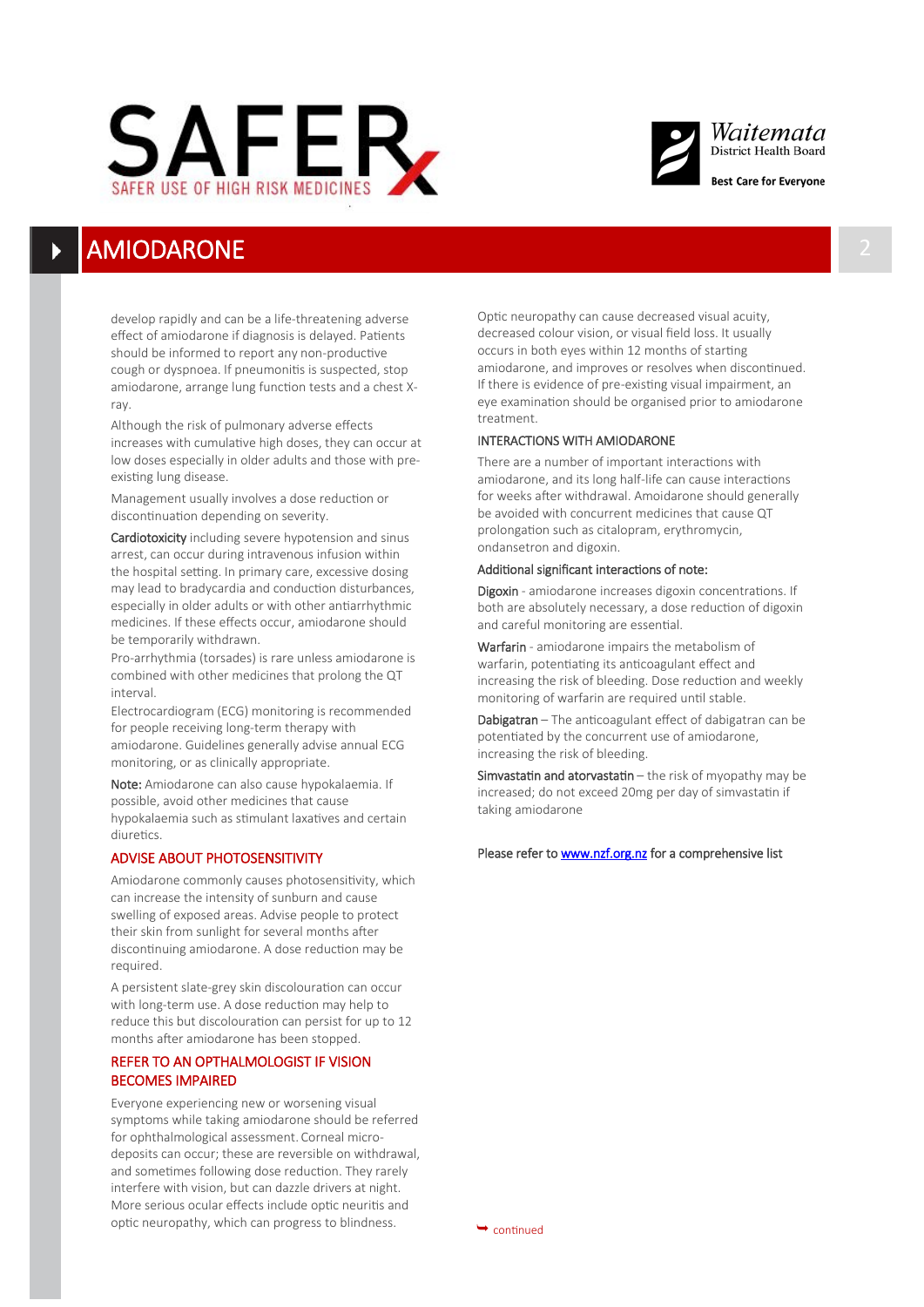## AMIODARONE

develop rapidly and can be a life-threatening adverse effect of amiodarone if diagnosis is delayed. Patients should be informed to report any non-productive cough or dyspnoea. If pneumonitis is suspected, stop amiodarone, arrange lung function tests and a chest X-ray.

Although the risk of pulmonary adverse effects increases with cumulative high doses, they can occur at low doses especially in older adults and those with pre-existing lung disease.

Management usually involves a dose reduction or discontinuation depending on severity.

**Cardiotoxicity** including severe hypotension and sinus arrest, can occur during intravenous infusion within the hospital setting. In primary care, excessive dosing may lead to bradycardia and conduction disturbances, especially in older adults or with other antiarrhythmic medicines. If these effects occur, amiodarone should be temporarily withdrawn.

Pro-arrhythmia (torsades) is rare unless amiodarone is combined with other medicines that prolong the QT interval.

Electrocardiogram (ECG) monitoring is recommended for people receiving long-term therapy with amiodarone. Guidelines generally advise annual ECG monitoring, or as clinically appropriate.

**Note:** Amiodarone can also cause hypokalaemia. If possible, avoid other medicines that cause hypokalaemia such as stimulant laxatives and certain diuretics.

### ADVISE ABOUT PHOTOSENSITIVITY

Amiodarone commonly causes photosensitivity, which can increase the intensity of sunburn and cause swelling of exposed areas. Advise people to protect their skin from sunlight for several months after discontinuing amiodarone. A dose reduction may be required.

A persistent slate-grey skin discolouration can occur with long-term use. A dose reduction may help to reduce this but discolouration can persist for up to 12 months after amiodarone has been stopped.

### REFER TO AN OPTHALMOLOGIST IF VISION BECOMES IMPAIRED

Everyone experiencing new or worsening visual symptoms while taking amiodarone should be referred for ophthalmological assessment. Corneal micro-deposits can occur; these are reversible on withdrawal, and sometimes following dose reduction. They rarely interfere with vision, but can dazzle drivers at night. More serious ocular effects include optic neuritis and optic neuropathy, which can progress to blindness.

Optic neuropathy can cause decreased visual acuity, decreased colour vision, or visual field loss. It usually occurs in both eyes within 12 months of starting amiodarone, and improves or resolves when discontinued. If there is evidence of pre-existing visual impairment, an eye examination should be organised prior to amiodarone treatment.

### INTERACTIONS WITH AMIODARONE

There are a number of important interactions with amiodarone, and its long half-life can cause interactions for weeks after withdrawal. Amoidarone should generally be avoided with concurrent medicines that cause QT prolongation such as citalopram, erythromycin, ondansetron and digoxin.

Additional significant interactions of note:

**Digoxin** - amiodarone increases digoxin concentrations. If both are absolutely necessary, a dose reduction of digoxin and careful monitoring are essential.

**Warfarin** - amiodarone impairs the metabolism of warfarin, potentiating its anticoagulant effect and increasing the risk of bleeding. Dose reduction and weekly monitoring of warfarin are required until stable.

**Dabigatran** – The anticoagulant effect of dabigatran can be potentiated by the concurrent use of amiodarone, increasing the risk of bleeding.

**Simvastatin and atorvastatin** – the risk of myopathy may be increased; do not exceed 20mg per day of simvastatin if taking amiodarone

Please refer to [www.nzf.org.nz](http://www.nzf.org.nz) for a comprehensive list

➥ continued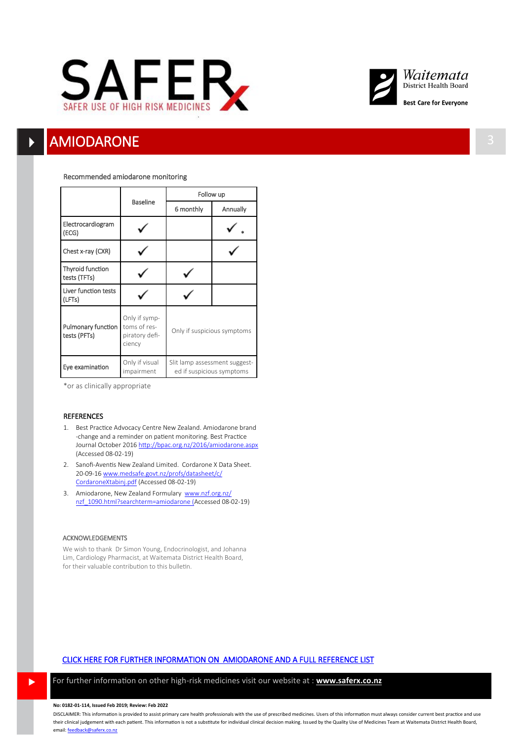SAFER

SAFER USE OF HIGH RISK MEDICINES

Waitemata District Health Board

Best Care for Everyone

# AMIODARONE

Recommended amiodarone monitoring

| | Baseline | Follow up | |
|---|---|---|---|
| | | 6 monthly | Annually |
| Electrocardiogram (ECG) | ✓ | | ✓ * |
| Chest x-ray (CXR) | ✓ | | ✓ |
| Thyroid function tests (TFTs) | ✓ | ✓ | |
| Liver function tests (LFTs) | ✓ | ✓ | |
| Pulmonary function tests (PFTs) | Only if symptoms of respiratory deficiency | Only if suspicious symptoms | |
| Eye examination | Only if visual impairment | Slit lamp assessment suggested if suspicious symptoms | |

*or as clinically appropriate

## REFERENCES

1. Best Practice Advocacy Centre New Zealand. Amiodarone brand -change and a reminder on patient monitoring. Best Practice Journal October 2016 http://bpac.org.nz/2016/amiodarone.aspx (Accessed 08-02-19)
2. Sanofi-Aventis New Zealand Limited. Cordarone X Data Sheet. 20-09-16 www.medsafe.govt.nz/profs/datasheet/c/CordaroneXtabinj.pdf (Accessed 08-02-19)
3. Amiodarone, New Zealand Formulary www.nzf.org.nz/nzf_1090.html?searchterm=amiodarone (Accessed 08-02-19)

## ACKNOWLEDGEMENTS

We wish to thank Dr Simon Young, Endocrinologist, and Johanna Lim, Cardiology Pharmacist, at Waitemata District Health Board, for their valuable contribution to this bulletin.

CLICK HERE FOR FURTHER INFORMATION ON AMIODARONE AND A FULL REFERENCE LIST

For further information on other high-risk medicines visit our website at : **www.saferx.co.nz**

**No: 0182-01-114, Issued Feb 2019; Review: Feb 2022**

DISCLAIMER: This information is provided to assist primary care health professionals with the use of prescribed medicines. Users of this information must always consider current best practice and use their clinical judgement with each patient. This information is not a substitute for individual clinical decision making. Issued by the Quality Use of Medicines Team at Waitemata District Health Board, email: feedback@saferx.co.nz